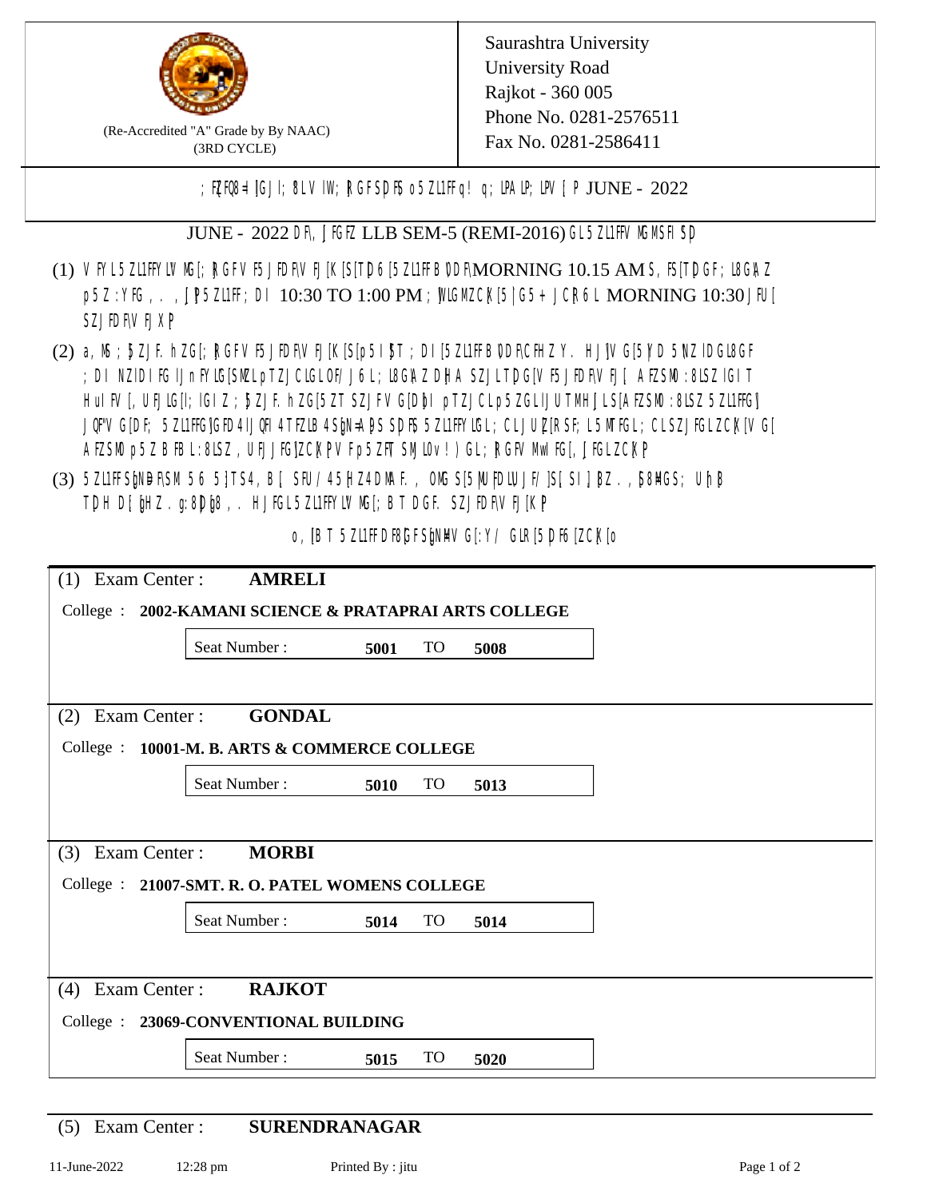(Re-Accredited "A" Grade by By NAAC)
(3RD CYCLE)

Saurashtra University
University Road
Rajkot - 360 005
Phone No. 0281-2576511
Fax No. 0281-2586411

; FZFQ8=|GJI; 8LV IW; RGFSDF5 o5ZL1FFq! q; LPALP; LPV [P JUNE - 2022

JUNE - 2022 DF\ JFGFZ LLB SEM-5 (REMI-2016) GL5ZL1FFV MGMSFISD

(1) VFYL5ZL1FFYLV MG[; RGFV F5JFDF\V FJ[K[S[TD6[5ZL1FFBVDF\MORNING 10.15 AM S, F5[TDGF; L8G\Z p5Z:YFG, . , JP5ZL1FF; DI 10:30 TO 1:00 PM ; WLGMZCK[5|G5+ JCR6L MORNING 10:30 JFU[ SZJFDF\V FJXP

(2) a, M; 5ZJF. hZG[; RGFV F5JFDF\V FJ[K[S[p5I 5T ; DI [5ZL1FFBVDF\CFHZ Y. HJ1V G[5Y D 5NZ IDGL8GF ; DI NZIDI FG IJnFYLG[SMZL pTZJCLGLOF/ J6L; L8G\Z DHA SZJLTDG[V F5JFDF\V FJ[ AFZSMO:8LSZ IGIT HuIFV [, UFJLG[; IGIZ ; 5ZJF. hZG[5ZT SZJFV G[D pTZJCLp5ZGLIJUTMHJLS[AFZSMO:8LSZ 5ZL1FFG] JQF"V G[DF; 5ZL1FFG]GFD 4IJQFI 4TFZLB 4SN=A 5 SDF5 5ZL1FFYLGL; CLJUZ[RSF; L5MTFGL; CLSZJFGLZCK[V G[ AFZSMO p5Z B FBL:8LSZ, UFJJFG]ZCK[PV Fp5ZFT SMLOv! )GL; RGFV MwIFG[, JFGLZCK[P

(3) 5ZL1FFSN D F\SM 56 5]TS4, B[ SFU/45HZ4DMAF., OMG S[5MUFDLUJF/ ]S[SI]BZ., 58MGS; Uh B TDH D[ HZ. g:8D g8,. HJFGL5ZL1FFYLV MG[; BTDGF. SZJFDF\V FJ[K[P

o, [BT 5ZL1FFDF8[GFSN MV G[:Y/ GLR[5DF6[ZCK[o

| (1) Exam Center : | AMRELI |
|---|---|
| College : | 2002-KAMANI SCIENCE & PRATAPRAI ARTS COLLEGE |
| Seat Number : | 5001 TO 5008 |

| (2) Exam Center : | GONDAL |
|---|---|
| College : | 10001-M. B. ARTS & COMMERCE COLLEGE |
| Seat Number : | 5010 TO 5013 |

| (3) Exam Center : | MORBI |
|---|---|
| College : | 21007-SMT. R. O. PATEL WOMENS COLLEGE |
| Seat Number : | 5014 TO 5014 |

| (4) Exam Center : | RAJKOT |
|---|---|
| College : | 23069-CONVENTIONAL BUILDING |
| Seat Number : | 5015 TO 5020 |

(5) Exam Center : **SURENDRANAGAR**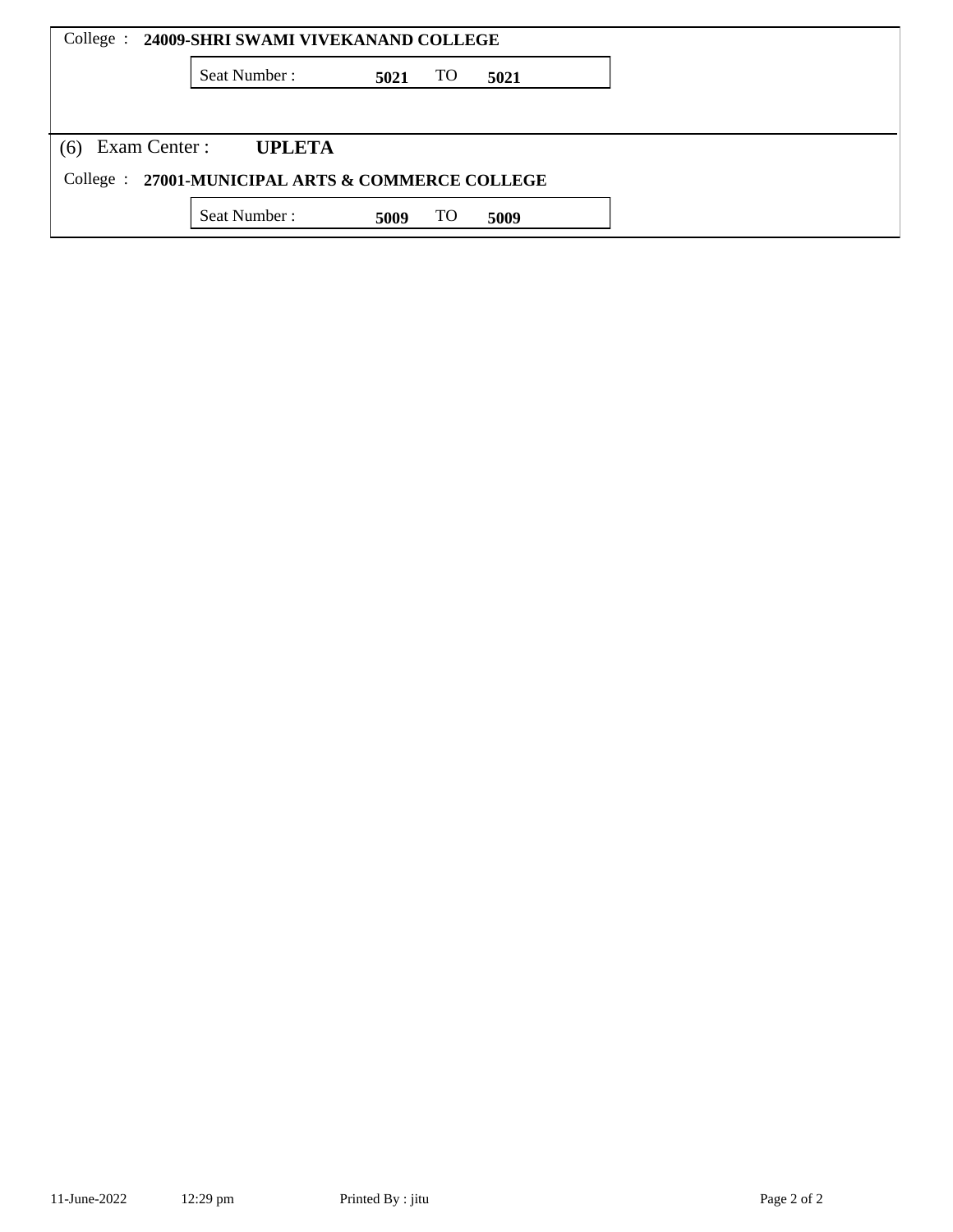College : **24009-SHRI SWAMI VIVEKANAND COLLEGE**

| Seat Number : | **5021** | TO | **5021** |
|---|---|---|---|

(6) Exam Center : **UPLETA**

College : **27001-MUNICIPAL ARTS & COMMERCE COLLEGE**

| Seat Number : | **5009** | TO | **5009** |
|---|---|---|---|

11-June-2022 12:29 pm Printed By : jitu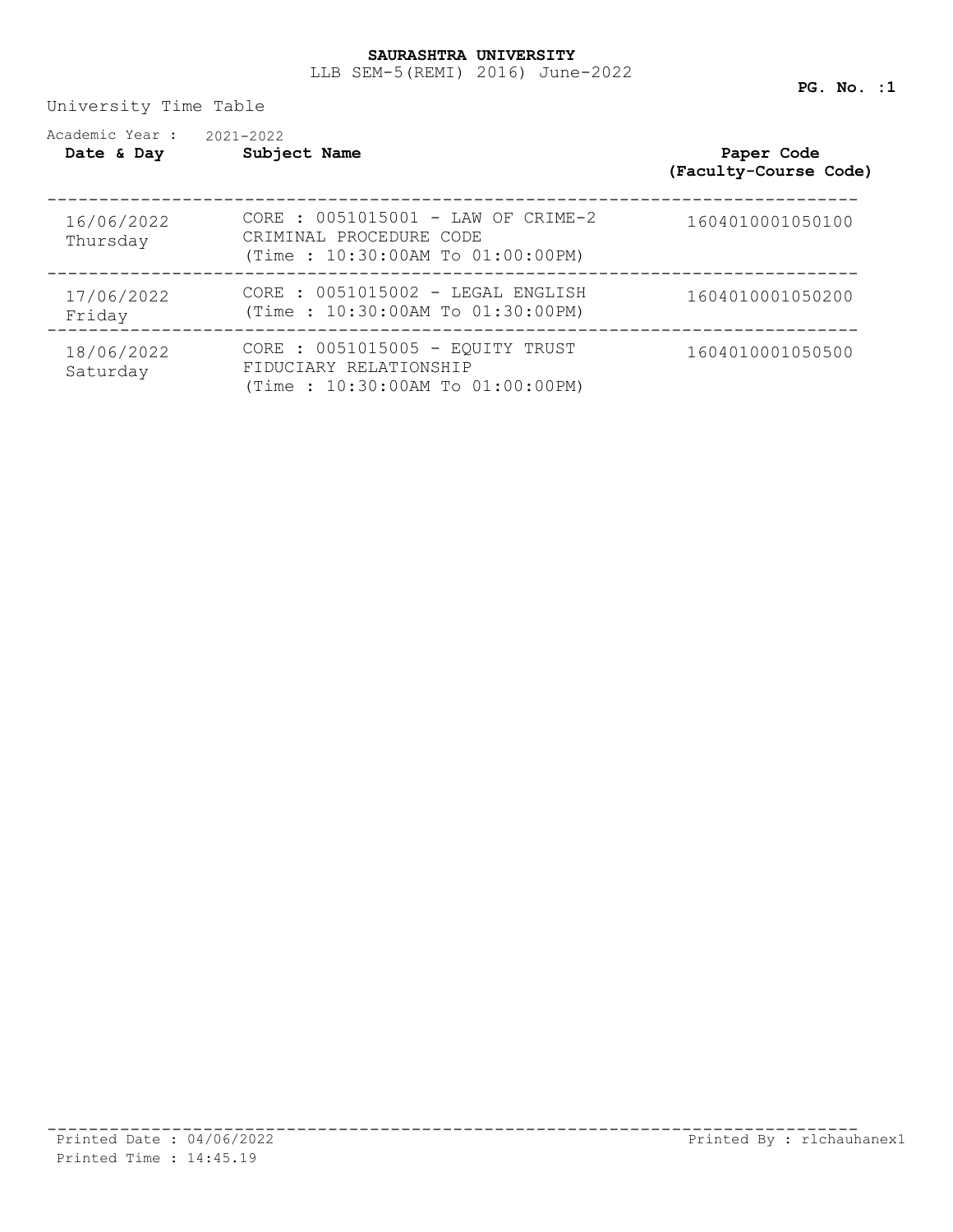# SAURASHTRA UNIVERSITY

LLB SEM-5(REMI) 2016) June-2022

**PG. No. :1**

University Time Table

Academic Year : 2021-2022

| Date & Day | Subject Name | Paper Code (Faculty-Course Code) |
|---|---|---|
| 16/06/2022 Thursday | CORE : 0051015001 - LAW OF CRIME-2 CRIMINAL PROCEDURE CODE (Time : 10:30:00AM To 01:00:00PM) | 1604010001050100 |
| 17/06/2022 Friday | CORE : 0051015002 - LEGAL ENGLISH (Time : 10:30:00AM To 01:30:00PM) | 1604010001050200 |
| 18/06/2022 Saturday | CORE : 0051015005 - EQUITY TRUST FIDUCIARY RELATIONSHIP (Time : 10:30:00AM To 01:00:00PM) | 1604010001050500 |

Printed Date : 04/06/2022

Printed Time : 14:45.19

Printed By : rlchauhanex1